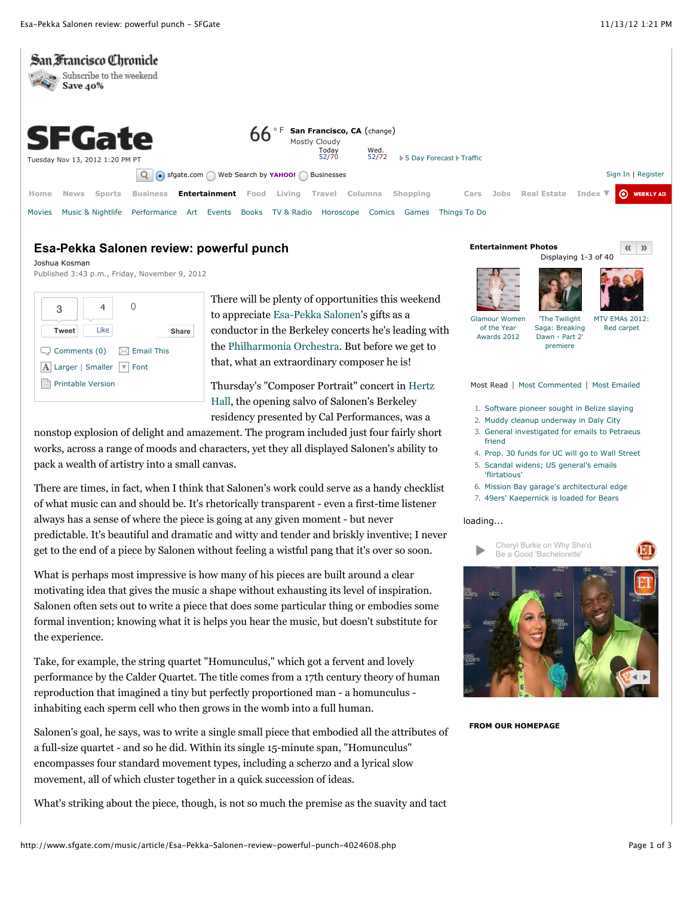# Esa-Pekka Salonen review: powerful punch

Joshua Kosman

Published 3:43 p.m., Friday, November 9, 2012

There will be plenty of opportunities this weekend to appreciate Esa-Pekka Salonen's gifts as a conductor in the Berkeley concerts he's leading with the Philharmonia Orchestra. But before we get to that, what an extraordinary composer he is!

Thursday's "Composer Portrait" concert in Hertz Hall, the opening salvo of Salonen's Berkeley residency presented by Cal Performances, was a nonstop explosion of delight and amazement. The program included just four fairly short works, across a range of moods and characters, yet they all displayed Salonen's ability to pack a wealth of artistry into a small canvas.

There are times, in fact, when I think that Salonen's work could serve as a handy checklist of what music can and should be. It's rhetorically transparent - even a first-time listener always has a sense of where the piece is going at any given moment - but never predictable. It's beautiful and dramatic and witty and tender and briskly inventive; I never get to the end of a piece by Salonen without feeling a wistful pang that it's over so soon.

What is perhaps most impressive is how many of his pieces are built around a clear motivating idea that gives the music a shape without exhausting its level of inspiration. Salonen often sets out to write a piece that does some particular thing or embodies some formal invention; knowing what it is helps you hear the music, but doesn't substitute for the experience.

Take, for example, the string quartet "Homunculus," which got a fervent and lovely performance by the Calder Quartet. The title comes from a 17th century theory of human reproduction that imagined a tiny but perfectly proportioned man - a homunculus - inhabiting each sperm cell who then grows in the womb into a full human.

Salonen's goal, he says, was to write a single small piece that embodied all the attributes of a full-size quartet - and so he did. Within its single 15-minute span, "Homunculus" encompasses four standard movement types, including a scherzo and a lyrical slow movement, all of which cluster together in a quick succession of ideas.

What's striking about the piece, though, is not so much the premise as the suavity and tact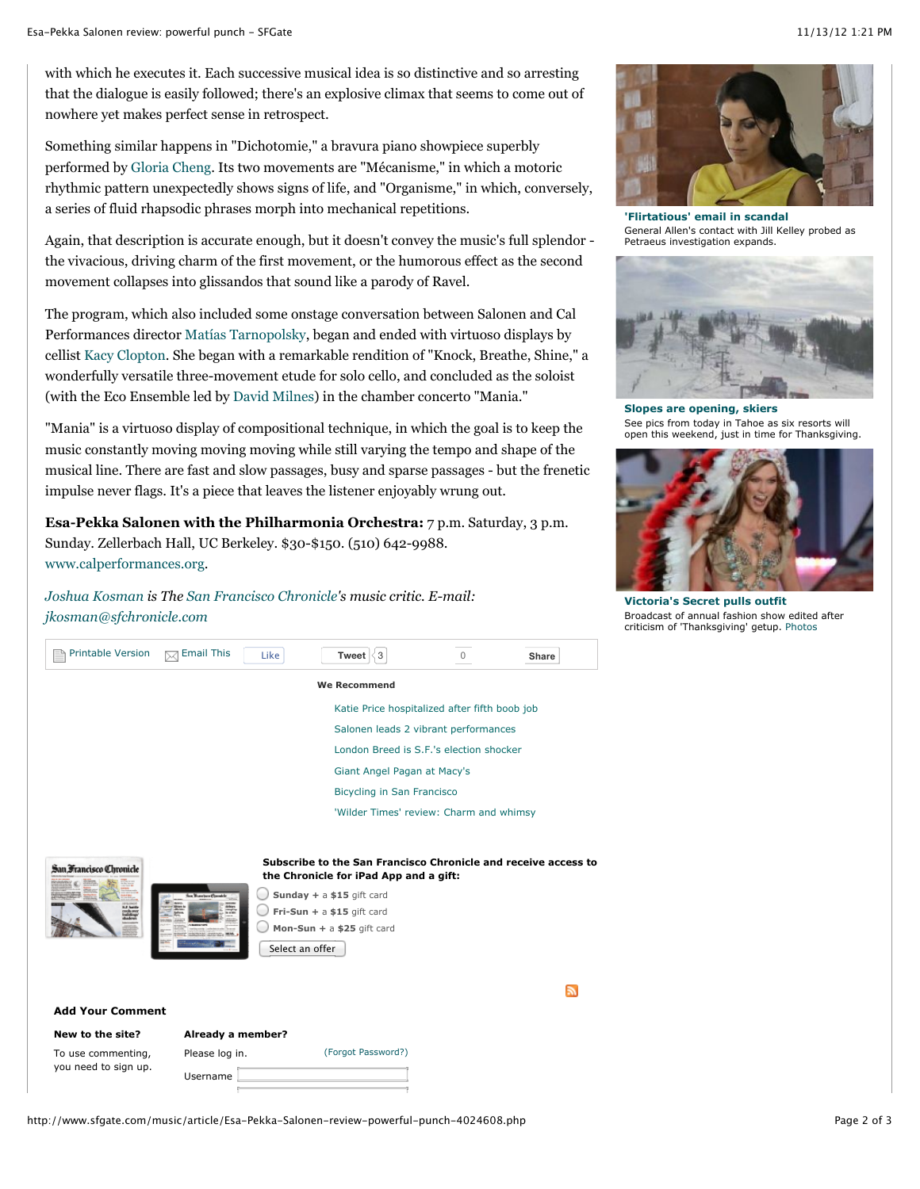with which he executes it. Each successive musical idea is so distinctive and so arresting that the dialogue is easily followed; there's an explosive climax that seems to come out of nowhere yet makes perfect sense in retrospect.

Something similar happens in "Dichotomie," a bravura piano showpiece superbly performed by Gloria Cheng. Its two movements are "Mécanisme," in which a motoric rhythmic pattern unexpectedly shows signs of life, and "Organisme," in which, conversely, a series of fluid rhapsodic phrases morph into mechanical repetitions.

Again, that description is accurate enough, but it doesn't convey the music's full splendor - the vivacious, driving charm of the first movement, or the humorous effect as the second movement collapses into glissandos that sound like a parody of Ravel.

The program, which also included some onstage conversation between Salonen and Cal Performances director Matías Tarnopolsky, began and ended with virtuoso displays by cellist Kacy Clopton. She began with a remarkable rendition of "Knock, Breathe, Shine," a wonderfully versatile three-movement etude for solo cello, and concluded as the soloist (with the Eco Ensemble led by David Milnes) in the chamber concerto "Mania."

"Mania" is a virtuoso display of compositional technique, in which the goal is to keep the music constantly moving moving while still varying the tempo and shape of the musical line. There are fast and slow passages, busy and sparse passages - but the frenetic impulse never flags. It's a piece that leaves the listener enjoyably wrung out.

**Esa-Pekka Salonen with the Philharmonia Orchestra:** 7 p.m. Saturday, 3 p.m. Sunday. Zellerbach Hall, UC Berkeley. $30-$150. (510) 642-9988. www.calperformances.org.

*Joshua Kosman is The San Francisco Chronicle's music critic. E-mail: jkosman@sfchronicle.com*

Printable Version | Email This | Like | Tweet 3 | 0 | Share

**We Recommend**

- Katie Price hospitalized after fifth boob job
- Salonen leads 2 vibrant performances
- London Breed is S.F.'s election shocker
- Giant Angel Pagan at Macy's
- Bicycling in San Francisco
- 'Wilder Times' review: Charm and whimsy

**Subscribe to the San Francisco Chronicle and receive access to the Chronicle for iPad App and a gift:**

- **Sunday +** a **$15** gift card
- **Fri-Sun +** a **$15** gift card
- **Mon-Sun +** a **$25** gift card

Select an offer

**Add Your Comment**

**New to the site?**

To use commenting, you need to sign up.

**Already a member?**

Please log in. (Forgot Password?)

Username

**'Flirtatious' email in scandal**
General Allen's contact with Jill Kelley probed as Petraeus investigation expands.

**Slopes are opening, skiers**
See pics from today in Tahoe as six resorts will open this weekend, just in time for Thanksgiving.

**Victoria's Secret pulls outfit**
Broadcast of annual fashion show edited after criticism of 'Thanksgiving' getup. Photos